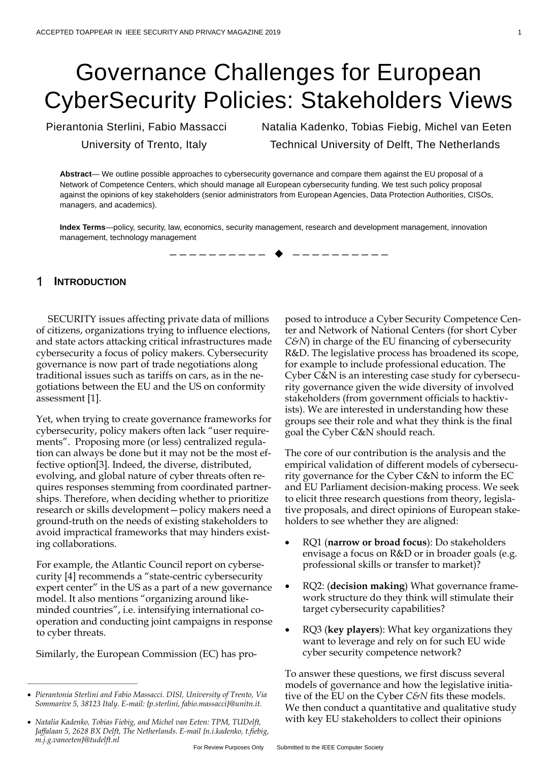# Governance Challenges for European CyberSecurity Policies: Stakeholders Views

Pierantonia Sterlini, Fabio Massacci
University of Trento, Italy

Natalia Kadenko, Tobias Fiebig, Michel van Eeten
Technical University of Delft, The Netherlands

**Abstract**— We outline possible approaches to cybersecurity governance and compare them against the EU proposal of a Network of Competence Centers, which should manage all European cybersecurity funding. We test such policy proposal against the opinions of key stakeholders (senior administrators from European Agencies, Data Protection Authorities, CISOs, managers, and academics).

**Index Terms**—policy, security, law, economics, security management, research and development management, innovation management, technology management

## 1 INTRODUCTION

SECURITY issues affecting private data of millions of citizens, organizations trying to influence elections, and state actors attacking critical infrastructures made cybersecurity a focus of policy makers. Cybersecurity governance is now part of trade negotiations along traditional issues such as tariffs on cars, as in the negotiations between the EU and the US on conformity assessment [1].

Yet, when trying to create governance frameworks for cybersecurity, policy makers often lack "user requirements". Proposing more (or less) centralized regulation can always be done but it may not be the most effective option[3]. Indeed, the diverse, distributed, evolving, and global nature of cyber threats often requires responses stemming from coordinated partnerships. Therefore, when deciding whether to prioritize research or skills development—policy makers need a ground-truth on the needs of existing stakeholders to avoid impractical frameworks that may hinders existing collaborations.

For example, the Atlantic Council report on cybersecurity [4] recommends a "state-centric cybersecurity expert center" in the US as a part of a new governance model. It also mentions "organizing around like-minded countries", i.e. intensifying international cooperation and conducting joint campaigns in response to cyber threats.

Similarly, the European Commission (EC) has proposed to introduce a Cyber Security Competence Center and Network of National Centers (for short Cyber *C&N*) in charge of the EU financing of cybersecurity R&D. The legislative process has broadened its scope, for example to include professional education. The Cyber C&N is an interesting case study for cybersecurity governance given the wide diversity of involved stakeholders (from government officials to hacktivists). We are interested in understanding how these groups see their role and what they think is the final goal the Cyber C&N should reach.

The core of our contribution is the analysis and the empirical validation of different models of cybersecurity governance for the Cyber C&N to inform the EC and EU Parliament decision-making process. We seek to elicit three research questions from theory, legislative proposals, and direct opinions of European stakeholders to see whether they are aligned:

- RQ1 (**narrow or broad focus**): Do stakeholders envisage a focus on R&D or in broader goals (e.g. professional skills or transfer to market)?
- RQ2: (**decision making**) What governance framework structure do they think will stimulate their target cybersecurity capabilities?
- RQ3 (**key players**): What key organizations they want to leverage and rely on for such EU wide cyber security competence network?

To answer these questions, we first discuss several models of governance and how the legislative initiative of the EU on the Cyber *C&N* fits these models. We then conduct a quantitative and qualitative study with key EU stakeholders to collect their opinions

- *Pierantonia Sterlini and Fabio Massacci. DISI, University of Trento, Via Sommarive 5, 38123 Italy. E-mail: {p.sterlini, fabio.massacci}@unitn.it.*
- *Natalia Kadenko, Tobias Fiebig, and Michel van Eeten: TPM, TUDelft, Jaffalaan 5, 2628 BX Delft, The Netherlands. E-mail {n.i.kadenko, t.fiebig, m.j.g.vaneeten}@tudelft.nl*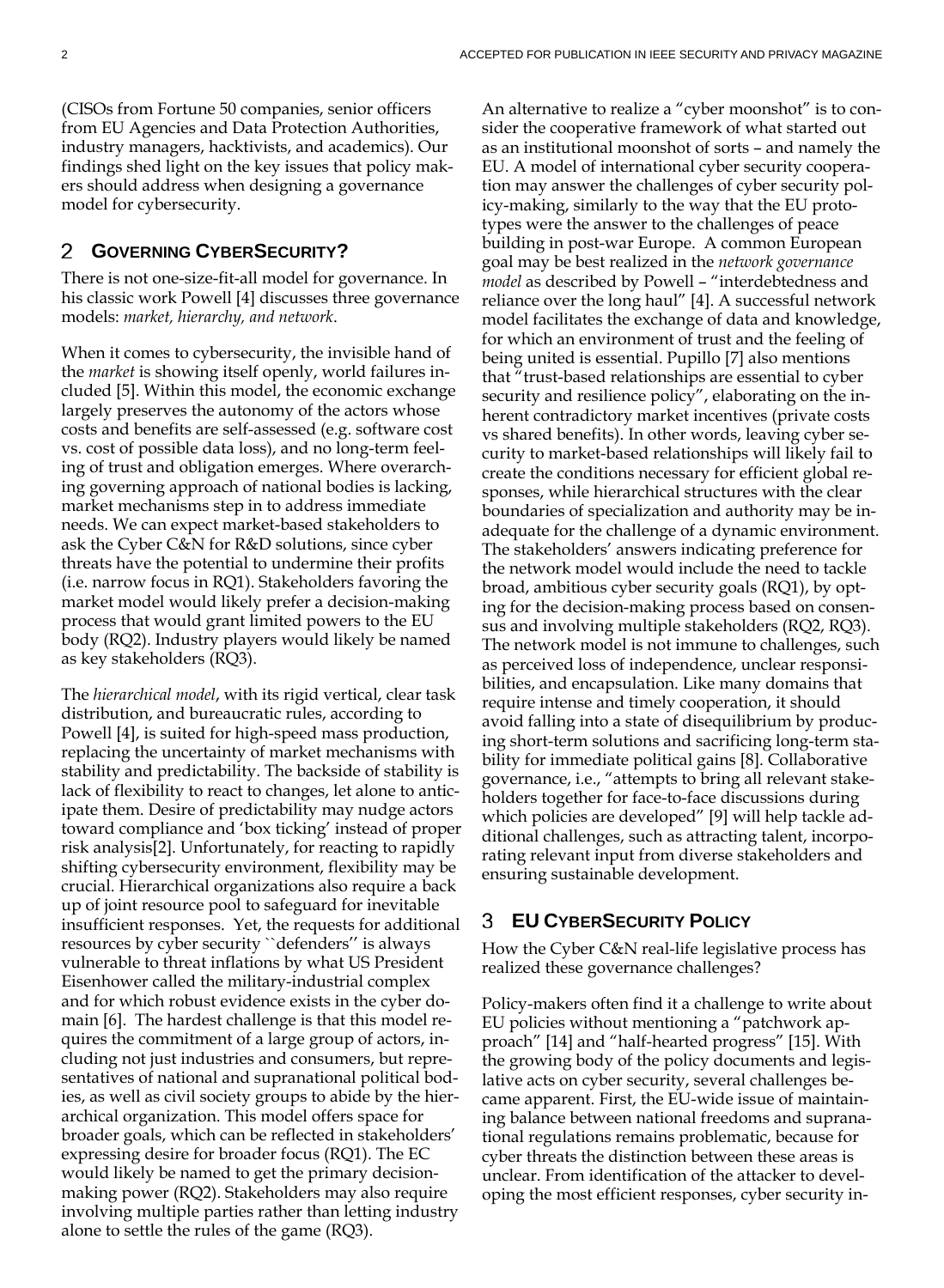(CISOs from Fortune 50 companies, senior officers from EU Agencies and Data Protection Authorities, industry managers, hacktivists, and academics). Our findings shed light on the key issues that policy makers should address when designing a governance model for cybersecurity.

## 2 GOVERNING CYBERSECURITY?

There is not one-size-fit-all model for governance. In his classic work Powell [4] discusses three governance models: *market, hierarchy, and network*.

When it comes to cybersecurity, the invisible hand of the *market* is showing itself openly, world failures included [5]. Within this model, the economic exchange largely preserves the autonomy of the actors whose costs and benefits are self-assessed (e.g. software cost vs. cost of possible data loss), and no long-term feeling of trust and obligation emerges. Where overarching governing approach of national bodies is lacking, market mechanisms step in to address immediate needs. We can expect market-based stakeholders to ask the Cyber C&N for R&D solutions, since cyber threats have the potential to undermine their profits (i.e. narrow focus in RQ1). Stakeholders favoring the market model would likely prefer a decision-making process that would grant limited powers to the EU body (RQ2). Industry players would likely be named as key stakeholders (RQ3).

The *hierarchical model*, with its rigid vertical, clear task distribution, and bureaucratic rules, according to Powell [4], is suited for high-speed mass production, replacing the uncertainty of market mechanisms with stability and predictability. The backside of stability is lack of flexibility to react to changes, let alone to anticipate them. Desire of predictability may nudge actors toward compliance and 'box ticking' instead of proper risk analysis[2]. Unfortunately, for reacting to rapidly shifting cybersecurity environment, flexibility may be crucial. Hierarchical organizations also require a back up of joint resource pool to safeguard for inevitable insufficient responses. Yet, the requests for additional resources by cyber security ``defenders'' is always vulnerable to threat inflations by what US President Eisenhower called the military-industrial complex and for which robust evidence exists in the cyber domain [6]. The hardest challenge is that this model requires the commitment of a large group of actors, including not just industries and consumers, but representatives of national and supranational political bodies, as well as civil society groups to abide by the hierarchical organization. This model offers space for broader goals, which can be reflected in stakeholders' expressing desire for broader focus (RQ1). The EC would likely be named to get the primary decision-making power (RQ2). Stakeholders may also require involving multiple parties rather than letting industry alone to settle the rules of the game (RQ3).

An alternative to realize a "cyber moonshot" is to consider the cooperative framework of what started out as an institutional moonshot of sorts – and namely the EU. A model of international cyber security cooperation may answer the challenges of cyber security policy-making, similarly to the way that the EU prototypes were the answer to the challenges of peace building in post-war Europe. A common European goal may be best realized in the *network governance model* as described by Powell – "interdebtedness and reliance over the long haul" [4]. A successful network model facilitates the exchange of data and knowledge, for which an environment of trust and the feeling of being united is essential. Pupillo [7] also mentions that "trust-based relationships are essential to cyber security and resilience policy", elaborating on the inherent contradictory market incentives (private costs vs shared benefits). In other words, leaving cyber security to market-based relationships will likely fail to create the conditions necessary for efficient global responses, while hierarchical structures with the clear boundaries of specialization and authority may be inadequate for the challenge of a dynamic environment. The stakeholders' answers indicating preference for the network model would include the need to tackle broad, ambitious cyber security goals (RQ1), by opting for the decision-making process based on consensus and involving multiple stakeholders (RQ2, RQ3). The network model is not immune to challenges, such as perceived loss of independence, unclear responsibilities, and encapsulation. Like many domains that require intense and timely cooperation, it should avoid falling into a state of disequilibrium by producing short-term solutions and sacrificing long-term stability for immediate political gains [8]. Collaborative governance, i.e., "attempts to bring all relevant stakeholders together for face-to-face discussions during which policies are developed" [9] will help tackle additional challenges, such as attracting talent, incorporating relevant input from diverse stakeholders and ensuring sustainable development.

## 3 EU CYBERSECURITY POLICY

How the Cyber C&N real-life legislative process has realized these governance challenges?

Policy-makers often find it a challenge to write about EU policies without mentioning a "patchwork approach" [14] and "half-hearted progress" [15]. With the growing body of the policy documents and legislative acts on cyber security, several challenges became apparent. First, the EU-wide issue of maintaining balance between national freedoms and supranational regulations remains problematic, because for cyber threats the distinction between these areas is unclear. From identification of the attacker to developing the most efficient responses, cyber security in-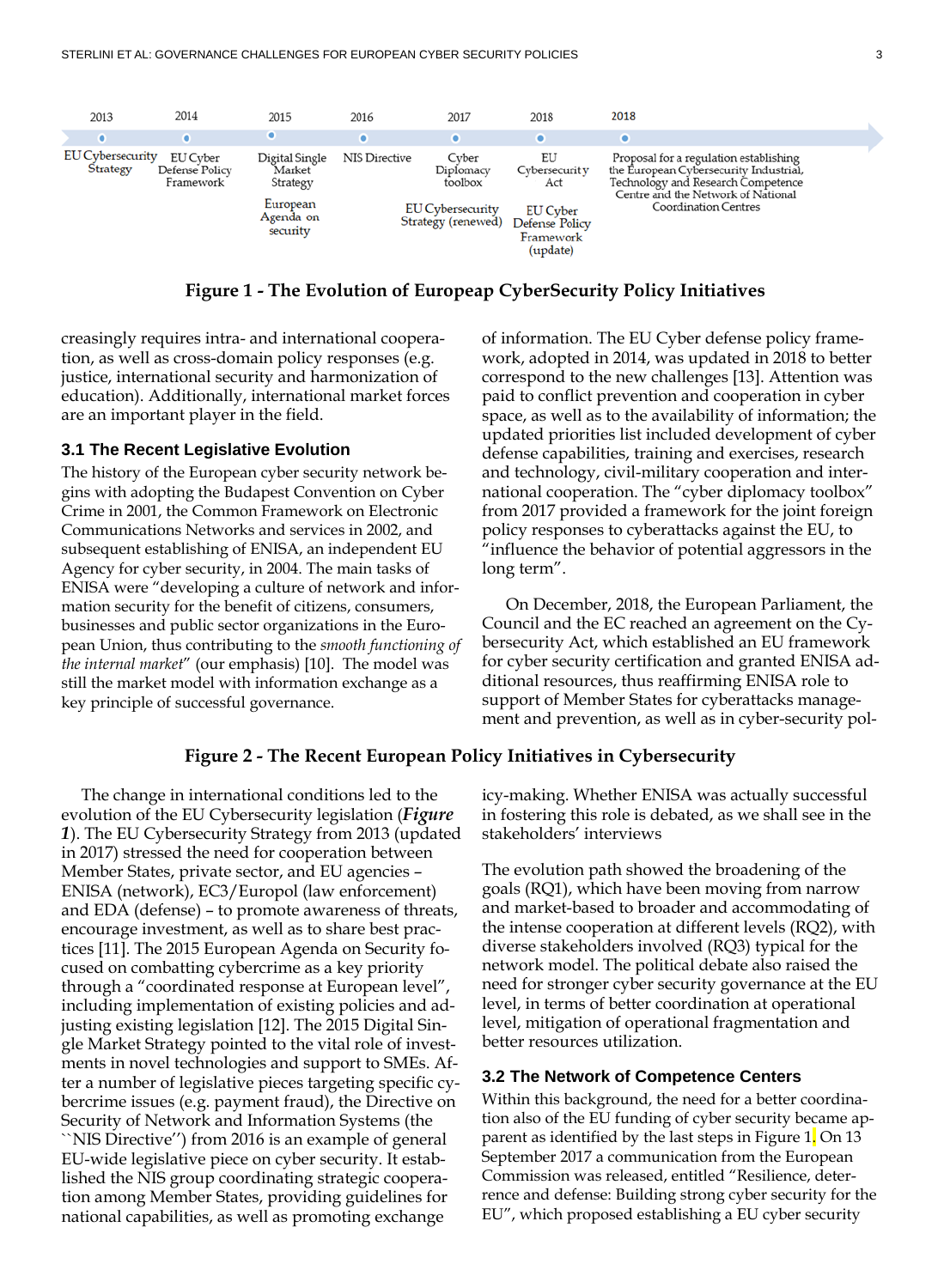2013 EU Cybersecurity Strategy

2014 EU Cyber Defense Policy Framework

2015 Digital Single Market Strategy; European Agenda on security

2016 NIS Directive

2017 Cyber Diplomacy toolbox; EU Cybersecurity Strategy (renewed)

2018 EU Cybersecurity Act; EU Cyber Defense Policy Framework (update)

2018 Proposal for a regulation establishing the European Cybersecurity Industrial, Technology and Research Competence Centre and the Network of National Coordination Centres

**Figure 1 - The Evolution of Europeap CyberSecurity Policy Initiatives**

creasingly requires intra- and international cooperation, as well as cross-domain policy responses (e.g. justice, international security and harmonization of education). Additionally, international market forces are an important player in the field.

### 3.1 The Recent Legislative Evolution

The history of the European cyber security network begins with adopting the Budapest Convention on Cyber Crime in 2001, the Common Framework on Electronic Communications Networks and services in 2002, and subsequent establishing of ENISA, an independent EU Agency for cyber security, in 2004. The main tasks of ENISA were "developing a culture of network and information security for the benefit of citizens, consumers, businesses and public sector organizations in the European Union, thus contributing to the *smooth functioning of the internal market*" (our emphasis) [10]. The model was still the market model with information exchange as a key principle of successful governance.

The change in international conditions led to the evolution of the EU Cybersecurity legislation (***Figure 1***). The EU Cybersecurity Strategy from 2013 (updated in 2017) stressed the need for cooperation between Member States, private sector, and EU agencies – ENISA (network), EC3/Europol (law enforcement) and EDA (defense) – to promote awareness of threats, encourage investment, as well as to share best practices [11]. The 2015 European Agenda on Security focused on combatting cybercrime as a key priority through a "coordinated response at European level", including implementation of existing policies and adjusting existing legislation [12]. The 2015 Digital Single Market Strategy pointed to the vital role of investments in novel technologies and support to SMEs. After a number of legislative pieces targeting specific cybercrime issues (e.g. payment fraud), the Directive on Security of Network and Information Systems (the ``NIS Directive'') from 2016 is an example of general EU-wide legislative piece on cyber security. It established the NIS group coordinating strategic cooperation among Member States, providing guidelines for national capabilities, as well as promoting exchange of information. The EU Cyber defense policy framework, adopted in 2014, was updated in 2018 to better correspond to the new challenges [13]. Attention was paid to conflict prevention and cooperation in cyber space, as well as to the availability of information; the updated priorities list included development of cyber defense capabilities, training and exercises, research and technology, civil-military cooperation and international cooperation. The "cyber diplomacy toolbox" from 2017 provided a framework for the joint foreign policy responses to cyberattacks against the EU, to "influence the behavior of potential aggressors in the long term".

On December, 2018, the European Parliament, the Council and the EC reached an agreement on the Cybersecurity Act, which established an EU framework for cyber security certification and granted ENISA additional resources, thus reaffirming ENISA role to support of Member States for cyberattacks management and prevention, as well as in cyber-security policy-making. Whether ENISA was actually successful in fostering this role is debated, as we shall see in the stakeholders' interviews

**Figure 2 - The Recent European Policy Initiatives in Cybersecurity**

The evolution path showed the broadening of the goals (RQ1), which have been moving from narrow and market-based to broader and accommodating of the intense cooperation at different levels (RQ2), with diverse stakeholders involved (RQ3) typical for the network model. The political debate also raised the need for stronger cyber security governance at the EU level, in terms of better coordination at operational level, mitigation of operational fragmentation and better resources utilization.

### 3.2 The Network of Competence Centers

Within this background, the need for a better coordination also of the EU funding of cyber security became apparent as identified by the last steps in Figure 1. On 13 September 2017 a communication from the European Commission was released, entitled "Resilience, deterrence and defense: Building strong cyber security for the EU", which proposed establishing a EU cyber security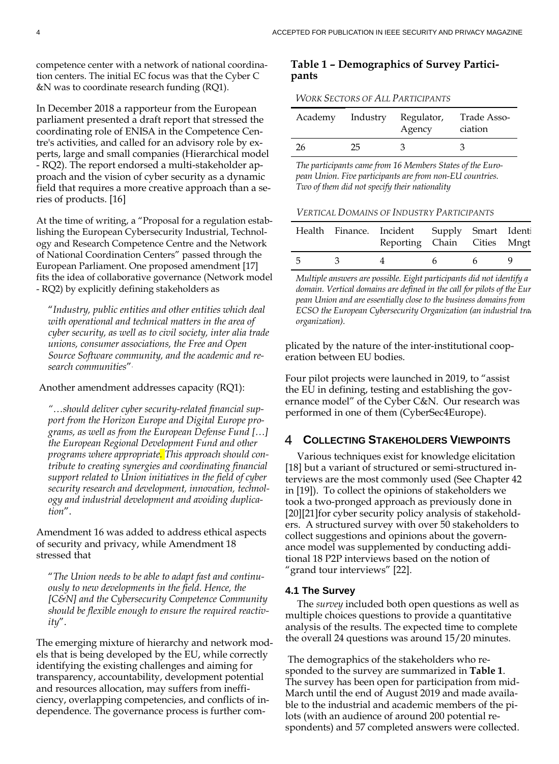competence center with a network of national coordination centers. The initial EC focus was that the Cyber C &N was to coordinate research funding (RQ1).

In December 2018 a rapporteur from the European parliament presented a draft report that stressed the coordinating role of ENISA in the Competence Centre's activities, and called for an advisory role by experts, large and small companies (Hierarchical model - RQ2). The report endorsed a multi-stakeholder approach and the vision of cyber security as a dynamic field that requires a more creative approach than a series of products. [16]

At the time of writing, a "Proposal for a regulation establishing the European Cybersecurity Industrial, Technology and Research Competence Centre and the Network of National Coordination Centers" passed through the European Parliament. One proposed amendment [17] fits the idea of collaborative governance (Network model - RQ2) by explicitly defining stakeholders as

> "*Industry, public entities and other entities which deal with operational and technical matters in the area of cyber security, as well as to civil society, inter alia trade unions, consumer associations, the Free and Open Source Software community, and the academic and research communities*".

Another amendment addresses capacity (RQ1):

> "*…should deliver cyber security-related financial support from the Horizon Europe and Digital Europe programs, as well as from the European Defense Fund […] the European Regional Development Fund and other programs where appropriate. This approach should contribute to creating synergies and coordinating financial support related to Union initiatives in the field of cyber security research and development, innovation, technology and industrial development and avoiding duplication*".

Amendment 16 was added to address ethical aspects of security and privacy, while Amendment 18 stressed that

> "*The Union needs to be able to adapt fast and continuously to new developments in the field. Hence, the [C&N] and the Cybersecurity Competence Community should be flexible enough to ensure the required reactivity*".

The emerging mixture of hierarchy and network models that is being developed by the EU, while correctly identifying the existing challenges and aiming for transparency, accountability, development potential and resources allocation, may suffers from inefficiency, overlapping competencies, and conflicts of independence. The governance process is further complicated by the nature of the inter-institutional cooperation between EU bodies.

**Table 1 – Demographics of Survey Participants**

*WORK SECTORS OF ALL PARTICIPANTS*

| Academy | Industry | Regulator, Agency | Trade Association |
|---|---|---|---|
| 26 | 25 | 3 | 3 |

*The participants came from 16 Members States of the European Union. Five participants are from non-EU countries. Two of them did not specify their nationality*

*VERTICAL DOMAINS OF INDUSTRY PARTICIPANTS*

| Health | Finance. | Incident Reporting | Supply Chain | Smart Cities | Identi Mngt |
|---|---|---|---|---|---|
| 5 | 3 | 4 | 6 | 6 | 9 |

*Multiple answers are possible. Eight participants did not identify a domain. Vertical domains are defined in the call for pilots of the European Union and are essentially close to the business domains from ECSO the European Cybersecurity Organization (an industrial trade organization).*

Four pilot projects were launched in 2019, to "assist the EU in defining, testing and establishing the governance model" of the Cyber C&N. Our research was performed in one of them (CyberSec4Europe).

## 4 Collecting Stakeholders Viewpoints

Various techniques exist for knowledge elicitation [18] but a variant of structured or semi-structured interviews are the most commonly used (See Chapter 42 in [19]). To collect the opinions of stakeholders we took a two-pronged approach as previously done in [20][21]for cyber security policy analysis of stakeholders. A structured survey with over 50 stakeholders to collect suggestions and opinions about the governance model was supplemented by conducting additional 18 P2P interviews based on the notion of "grand tour interviews" [22].

### 4.1 The Survey

The *survey* included both open questions as well as multiple choices questions to provide a quantitative analysis of the results. The expected time to complete the overall 24 questions was around 15/20 minutes.

The demographics of the stakeholders who responded to the survey are summarized in **Table 1**. The survey has been open for participation from mid-March until the end of August 2019 and made available to the industrial and academic members of the pilots (with an audience of around 200 potential respondents) and 57 completed answers were collected.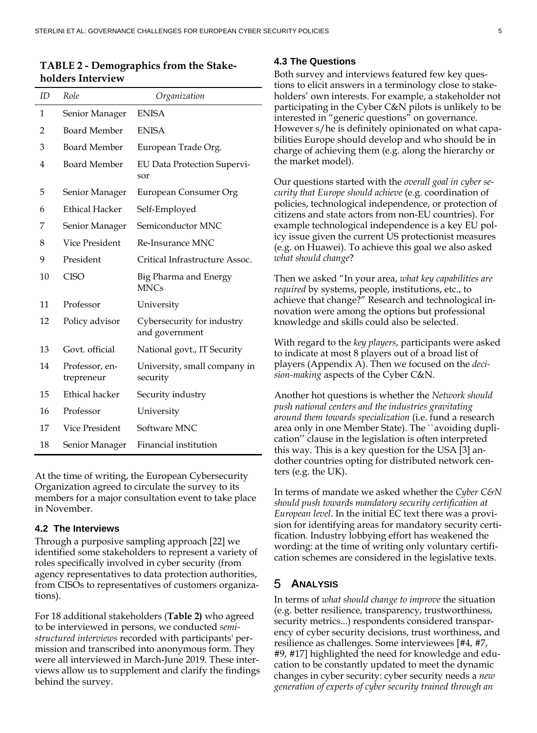**TABLE 2 - Demographics from the Stakeholders Interview**

| ID | Role | Organization |
|---|---|---|
| 1 | Senior Manager | ENISA |
| 2 | Board Member | ENISA |
| 3 | Board Member | European Trade Org. |
| 4 | Board Member | EU Data Protection Supervisor |
| 5 | Senior Manager | European Consumer Org |
| 6 | Ethical Hacker | Self-Employed |
| 7 | Senior Manager | Semiconductor MNC |
| 8 | Vice President | Re-Insurance MNC |
| 9 | President | Critical Infrastructure Assoc. |
| 10 | CISO | Big Pharma and Energy MNCs |
| 11 | Professor | University |
| 12 | Policy advisor | Cybersecurity for industry and government |
| 13 | Govt. official | National govt., IT Security |
| 14 | Professor, entrepreneur | University, small company in security |
| 15 | Ethical hacker | Security industry |
| 16 | Professor | University |
| 17 | Vice President | Software MNC |
| 18 | Senior Manager | Financial institution |

At the time of writing, the European Cybersecurity Organization agreed to circulate the survey to its members for a major consultation event to take place in November.

### 4.2 The Interviews

Through a purposive sampling approach [22] we identified some stakeholders to represent a variety of roles specifically involved in cyber security (from agency representatives to data protection authorities, from CISOs to representatives of customers organizations).

For 18 additional stakeholders (**Table 2)** who agreed to be interviewed in persons, we conducted *semi-structured interviews* recorded with participants' permission and transcribed into anonymous form. They were all interviewed in March-June 2019. These interviews allow us to supplement and clarify the findings behind the survey.

### 4.3 The Questions

Both survey and interviews featured few key questions to elicit answers in a terminology close to stakeholders' own interests. For example, a stakeholder not participating in the Cyber C&N pilots is unlikely to be interested in "generic questions" on governance. However s/he is definitely opinionated on what capabilities Europe should develop and who should be in charge of achieving them (e.g. along the hierarchy or the market model).

Our questions started with the *overall goal in cyber security that Europe should achieve* (e.g. coordination of policies, technological independence, or protection of citizens and state actors from non-EU countries). For example technological independence is a key EU policy issue given the current US protectionist measures (e.g. on Huawei). To achieve this goal we also asked *what should change*?

Then we asked "In your area, *what key capabilities are required* by systems, people, institutions, etc., to achieve that change?" Research and technological innovation were among the options but professional knowledge and skills could also be selected.

With regard to the *key players*, participants were asked to indicate at most 8 players out of a broad list of players (Appendix A). Then we focused on the *decision-making* aspects of the Cyber C&N.

Another hot questions is whether the *Network should push national centers and the industries gravitating around them towards specialization* (i.e. fund a research area only in one Member State). The ``avoiding duplication'' clause in the legislation is often interpreted this way. This is a key question for the USA [3] andother countries opting for distributed network centers (e.g. the UK).

In terms of mandate we asked whether the *Cyber C&N should push towards mandatory security certification at European level*. In the initial EC text there was a provision for identifying areas for mandatory security certification. Industry lobbying effort has weakened the wording: at the time of writing only voluntary certification schemes are considered in the legislative texts.

## 5 Analysis

In terms of *what should change to improve* the situation (e.g. better resilience, transparency, trustworthiness, security metrics...) respondents considered transparency of cyber security decisions, trust worthiness, and resilience as challenges. Some interviewees [#4, #7, #9, #17] highlighted the need for knowledge and education to be constantly updated to meet the dynamic changes in cyber security: cyber security needs a *new generation of experts of cyber security trained through an*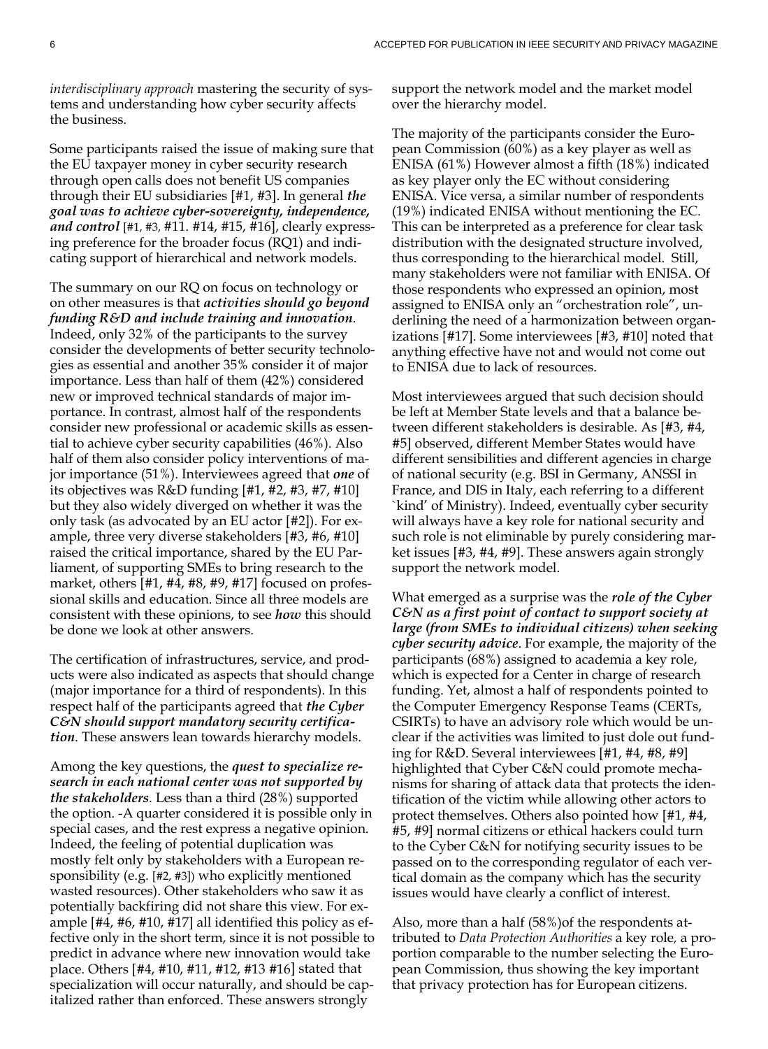*interdisciplinary approach* mastering the security of systems and understanding how cyber security affects the business.

Some participants raised the issue of making sure that the EU taxpayer money in cyber security research through open calls does not benefit US companies through their EU subsidiaries [#1, #3]. In general ***the goal was to achieve cyber-sovereignty, independence, and control*** [#1, #3, #11. #14, #15, #16], clearly expressing preference for the broader focus (RQ1) and indicating support of hierarchical and network models.

The summary on our RQ on focus on technology or on other measures is that ***activities should go beyond funding R&D and include training and innovation***. Indeed, only 32% of the participants to the survey consider the developments of better security technologies as essential and another 35% consider it of major importance. Less than half of them (42%) considered new or improved technical standards of major importance. In contrast, almost half of the respondents consider new professional or academic skills as essential to achieve cyber security capabilities (46%). Also half of them also consider policy interventions of major importance (51%). Interviewees agreed that ***one*** of its objectives was R&D funding [#1, #2, #3, #7, #10] but they also widely diverged on whether it was the only task (as advocated by an EU actor [#2]). For example, three very diverse stakeholders [#3, #6, #10] raised the critical importance, shared by the EU Parliament, of supporting SMEs to bring research to the market, others [#1, #4, #8, #9, #17] focused on professional skills and education. Since all three models are consistent with these opinions, to see ***how*** this should be done we look at other answers.

The certification of infrastructures, service, and products were also indicated as aspects that should change (major importance for a third of respondents). In this respect half of the participants agreed that ***the Cyber C&N should support mandatory security certification***. These answers lean towards hierarchy models.

Among the key questions, the ***quest to specialize research in each national center was not supported by the stakeholders***. Less than a third (28%) supported the option. -A quarter considered it is possible only in special cases, and the rest express a negative opinion. Indeed, the feeling of potential duplication was mostly felt only by stakeholders with a European responsibility (e.g. [#2, #3]) who explicitly mentioned wasted resources). Other stakeholders who saw it as potentially backfiring did not share this view. For example [#4, #6, #10, #17] all identified this policy as effective only in the short term, since it is not possible to predict in advance where new innovation would take place. Others [#4, #10, #11, #12, #13 #16] stated that specialization will occur naturally, and should be capitalized rather than enforced. These answers strongly support the network model and the market model over the hierarchy model.

The majority of the participants consider the European Commission (60%) as a key player as well as ENISA (61%) However almost a fifth (18%) indicated as key player only the EC without considering ENISA. Vice versa, a similar number of respondents (19%) indicated ENISA without mentioning the EC. This can be interpreted as a preference for clear task distribution with the designated structure involved, thus corresponding to the hierarchical model. Still, many stakeholders were not familiar with ENISA. Of those respondents who expressed an opinion, most assigned to ENISA only an "orchestration role", underlining the need of a harmonization between organizations [#17]. Some interviewees [#3, #10] noted that anything effective have not and would not come out to ENISA due to lack of resources.

Most interviewees argued that such decision should be left at Member State levels and that a balance between different stakeholders is desirable. As [#3, #4, #5] observed, different Member States would have different sensibilities and different agencies in charge of national security (e.g. BSI in Germany, ANSSI in France, and DIS in Italy, each referring to a different `kind' of Ministry). Indeed, eventually cyber security will always have a key role for national security and such role is not eliminable by purely considering market issues [#3, #4, #9]. These answers again strongly support the network model.

What emerged as a surprise was the ***role of the Cyber C&N as a first point of contact to support society at large (from SMEs to individual citizens) when seeking cyber security advice***. For example, the majority of the participants (68%) assigned to academia a key role, which is expected for a Center in charge of research funding. Yet, almost a half of respondents pointed to the Computer Emergency Response Teams (CERTs, CSIRTs) to have an advisory role which would be unclear if the activities was limited to just dole out funding for R&D. Several interviewees [#1, #4, #8, #9] highlighted that Cyber C&N could promote mechanisms for sharing of attack data that protects the identification of the victim while allowing other actors to protect themselves. Others also pointed how [#1, #4, #5, #9] normal citizens or ethical hackers could turn to the Cyber C&N for notifying security issues to be passed on to the corresponding regulator of each vertical domain as the company which has the security issues would have clearly a conflict of interest.

Also, more than a half (58%)of the respondents attributed to *Data Protection Authorities* a key role, a proportion comparable to the number selecting the European Commission, thus showing the key important that privacy protection has for European citizens.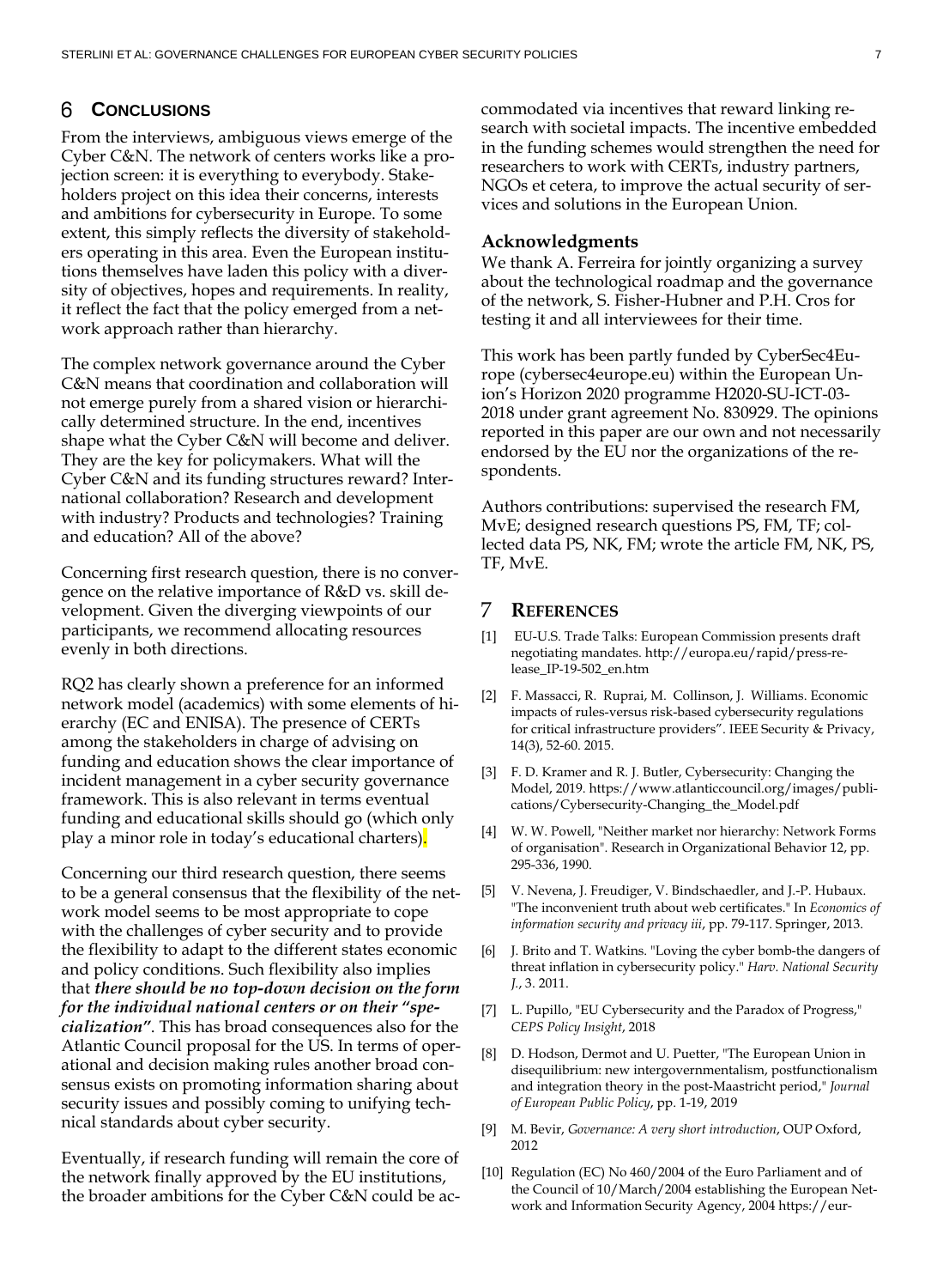## 6 CONCLUSIONS

From the interviews, ambiguous views emerge of the Cyber C&N. The network of centers works like a projection screen: it is everything to everybody. Stakeholders project on this idea their concerns, interests and ambitions for cybersecurity in Europe. To some extent, this simply reflects the diversity of stakeholders operating in this area. Even the European institutions themselves have laden this policy with a diversity of objectives, hopes and requirements. In reality, it reflect the fact that the policy emerged from a network approach rather than hierarchy.

The complex network governance around the Cyber C&N means that coordination and collaboration will not emerge purely from a shared vision or hierarchically determined structure. In the end, incentives shape what the Cyber C&N will become and deliver. They are the key for policymakers. What will the Cyber C&N and its funding structures reward? International collaboration? Research and development with industry? Products and technologies? Training and education? All of the above?

Concerning first research question, there is no convergence on the relative importance of R&D vs. skill development. Given the diverging viewpoints of our participants, we recommend allocating resources evenly in both directions.

RQ2 has clearly shown a preference for an informed network model (academics) with some elements of hierarchy (EC and ENISA). The presence of CERTs among the stakeholders in charge of advising on funding and education shows the clear importance of incident management in a cyber security governance framework. This is also relevant in terms eventual funding and educational skills should go (which only play a minor role in today's educational charters).

Concerning our third research question, there seems to be a general consensus that the flexibility of the network model seems to be most appropriate to cope with the challenges of cyber security and to provide the flexibility to adapt to the different states economic and policy conditions. Such flexibility also implies that ***there should be no top-down decision on the form for the individual national centers or on their "specialization"***. This has broad consequences also for the Atlantic Council proposal for the US. In terms of operational and decision making rules another broad consensus exists on promoting information sharing about security issues and possibly coming to unifying technical standards about cyber security.

Eventually, if research funding will remain the core of the network finally approved by the EU institutions, the broader ambitions for the Cyber C&N could be accommodated via incentives that reward linking research with societal impacts. The incentive embedded in the funding schemes would strengthen the need for researchers to work with CERTs, industry partners, NGOs et cetera, to improve the actual security of services and solutions in the European Union.

### Acknowledgments

We thank A. Ferreira for jointly organizing a survey about the technological roadmap and the governance of the network, S. Fisher-Hubner and P.H. Cros for testing it and all interviewees for their time.

This work has been partly funded by CyberSec4Europe (cybersec4europe.eu) within the European Union's Horizon 2020 programme H2020-SU-ICT-03-2018 under grant agreement No. 830929. The opinions reported in this paper are our own and not necessarily endorsed by the EU nor the organizations of the respondents.

Authors contributions: supervised the research FM, MvE; designed research questions PS, FM, TF; collected data PS, NK, FM; wrote the article FM, NK, PS, TF, MvE.

## 7 REFERENCES

[1] EU-U.S. Trade Talks: European Commission presents draft negotiating mandates. http://europa.eu/rapid/press-release_IP-19-502_en.htm

[2] F. Massacci, R. Ruprai, M. Collinson, J. Williams. Economic impacts of rules-versus risk-based cybersecurity regulations for critical infrastructure providers". IEEE Security & Privacy, 14(3), 52-60. 2015.

[3] F. D. Kramer and R. J. Butler, Cybersecurity: Changing the Model, 2019. https://www.atlanticcouncil.org/images/publications/Cybersecurity-Changing_the_Model.pdf

[4] W. W. Powell, "Neither market nor hierarchy: Network Forms of organisation". Research in Organizational Behavior 12, pp. 295-336, 1990.

[5] V. Nevena, J. Freudiger, V. Bindschaedler, and J.-P. Hubaux. "The inconvenient truth about web certificates." In *Economics of information security and privacy iii*, pp. 79-117. Springer, 2013.

[6] J. Brito and T. Watkins. "Loving the cyber bomb-the dangers of threat inflation in cybersecurity policy." *Harv. National Security J.*, 3. 2011.

[7] L. Pupillo, "EU Cybersecurity and the Paradox of Progress," *CEPS Policy Insight*, 2018

[8] D. Hodson, Dermot and U. Puetter, "The European Union in disequilibrium: new intergovernmentalism, postfunctionalism and integration theory in the post-Maastricht period," *Journal of European Public Policy*, pp. 1-19, 2019

[9] M. Bevir, *Governance: A very short introduction*, OUP Oxford, 2012

[10] Regulation (EC) No 460/2004 of the Euro Parliament and of the Council of 10/March/2004 establishing the European Network and Information Security Agency, 2004 https://eur-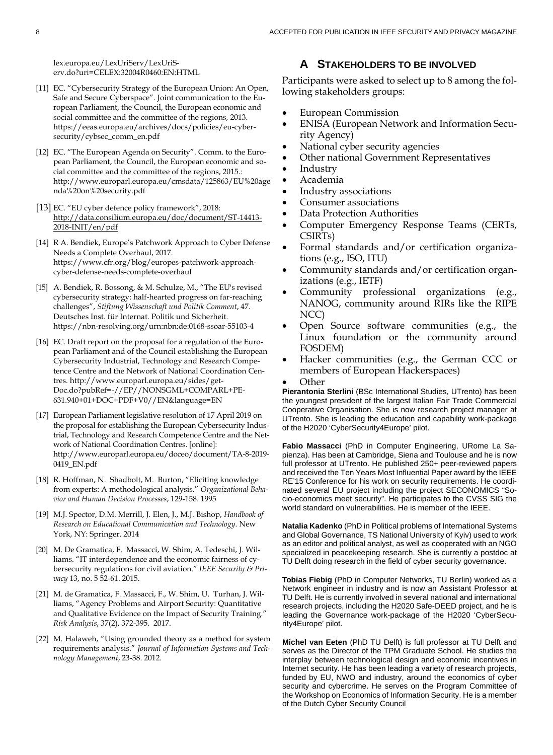lex.europa.eu/LexUriServ/LexUriServ.do?uri=CELEX:32004R0460:EN:HTML

[11] EC. "Cybersecurity Strategy of the European Union: An Open, Safe and Secure Cyberspace". Joint communication to the European Parliament, the Council, the European economic and social committee and the committee of the regions, 2013. https://eeas.europa.eu/archives/docs/policies/eu-cyber-security/cybsec_comm_en.pdf

[12] EC. "The European Agenda on Security". Comm. to the European Parliament, the Council, the European economic and social committee and the committee of the regions, 2015.: http://www.europarl.europa.eu/cmsdata/125863/EU%20agenda%20on%20security.pdf

[13] EC. "EU cyber defence policy framework", 2018: http://data.consilium.europa.eu/doc/document/ST-14413-2018-INIT/en/pdf

[14] R A. Bendiek, Europe's Patchwork Approach to Cyber Defense Needs a Complete Overhaul, 2017. https://www.cfr.org/blog/europes-patchwork-approach-cyber-defense-needs-complete-overhaul

[15] A. Bendiek, R. Bossong, & M. Schulze, M., "The EU's revised cybersecurity strategy: half-hearted progress on far-reaching challenges", *Stiftung Wissenschaft und Politik Comment*, 47. Deutsches Inst. für Internat. Politik und Sicherheit. https://nbn-resolving.org/urn:nbn:de:0168-ssoar-55103-4

[16] EC. Draft report on the proposal for a regulation of the European Parliament and of the Council establishing the European Cybersecurity Industrial, Technology and Research Competence Centre and the Network of National Coordination Centres. http://www.europarl.europa.eu/sides/getDoc.do?pubRef=-//EP//NONSGML+COMPARL+PE-631.940+01+DOC+PDF+V0//EN&language=EN

[17] European Parliament legislative resolution of 17 April 2019 on the proposal for establishing the European Cybersecurity Industrial, Technology and Research Competence Centre and the Network of National Coordination Centres. [online]: http://www.europarl.europa.eu/doceo/document/TA-8-2019-0419_EN.pdf

[18] R. Hoffman, N. Shadbolt, M. Burton, "Eliciting knowledge from experts: A methodological analysis." *Organizational Behavior and Human Decision Processes*, 129-158. 1995

[19] M.J. Spector, D.M. Merrill, J. Elen, J., M.J. Bishop, *Handbook of Research on Educational Communication and Technology*. New York, NY: Springer. 2014

[20] M. De Gramatica, F. Massacci, W. Shim, A. Tedeschi, J. Williams. "IT interdependence and the economic fairness of cybersecurity regulations for civil aviation." *IEEE Security & Privacy* 13, no. 5 52-61. 2015.

[21] M. de Gramatica, F. Massacci, F., W. Shim, U. Turhan, J. Williams, "Agency Problems and Airport Security: Quantitative and Qualitative Evidence on the Impact of Security Training." *Risk Analysis*, 37(2), 372-395. 2017.

[22] M. Halaweh, "Using grounded theory as a method for system requirements analysis." *Journal of Information Systems and Technology Management*, 23-38. 2012.

## A Stakeholders to be involved

Participants were asked to select up to 8 among the following stakeholders groups:

- European Commission
- ENISA (European Network and Information Security Agency)
- National cyber security agencies
- Other national Government Representatives
- Industry
- Academia
- Industry associations
- Consumer associations
- Data Protection Authorities
- Computer Emergency Response Teams (CERTs, CSIRTs)
- Formal standards and/or certification organizations (e.g., ISO, ITU)
- Community standards and/or certification organizations (e.g., IETF)
- Community professional organizations (e.g., NANOG, community around RIRs like the RIPE NCC)
- Open Source software communities (e.g., the Linux foundation or the community around FOSDEM)
- Hacker communities (e.g., the German CCC or members of European Hackerspaces)
- Other

**Pierantonia Sterlini** (BSc International Studies, UTrento) has been the youngest president of the largest Italian Fair Trade Commercial Cooperative Organisation. She is now research project manager at UTrento. She is leading the education and capability work-package of the H2020 'CyberSecurity4Europe' pilot.

**Fabio Massacci** (PhD in Computer Engineering, URome La Sapienza). Has been at Cambridge, Siena and Toulouse and he is now full professor at UTrento. He published 250+ peer-reviewed papers and received the Ten Years Most Influential Paper award by the IEEE RE'15 Conference for his work on security requirements. He coordinated several EU project including the project SECONOMICS "Socio-economics meet security". He participates to the CVSS SIG the world standard on vulnerabilities. He is member of the IEEE.

**Natalia Kadenko** (PhD in Political problems of International Systems and Global Governance, TS National University of Kyiv) used to work as an editor and political analyst, as well as cooperated with an NGO specialized in peacekeeping research. She is currently a postdoc at TU Delft doing research in the field of cyber security governance.

**Tobias Fiebig** (PhD in Computer Networks, TU Berlin) worked as a Network engineer in industry and is now an Assistant Professor at TU Delft. He is currently involved in several national and international research projects, including the H2020 Safe-DEED project, and he is leading the Governance work-package of the H2020 'CyberSecurity4Europe' pilot.

**Michel van Eeten** (PhD TU Delft) is full professor at TU Delft and serves as the Director of the TPM Graduate School. He studies the interplay between technological design and economic incentives in Internet security. He has been leading a variety of research projects, funded by EU, NWO and industry, around the economics of cyber security and cybercrime. He serves on the Program Committee of the Workshop on Economics of Information Security. He is a member of the Dutch Cyber Security Council